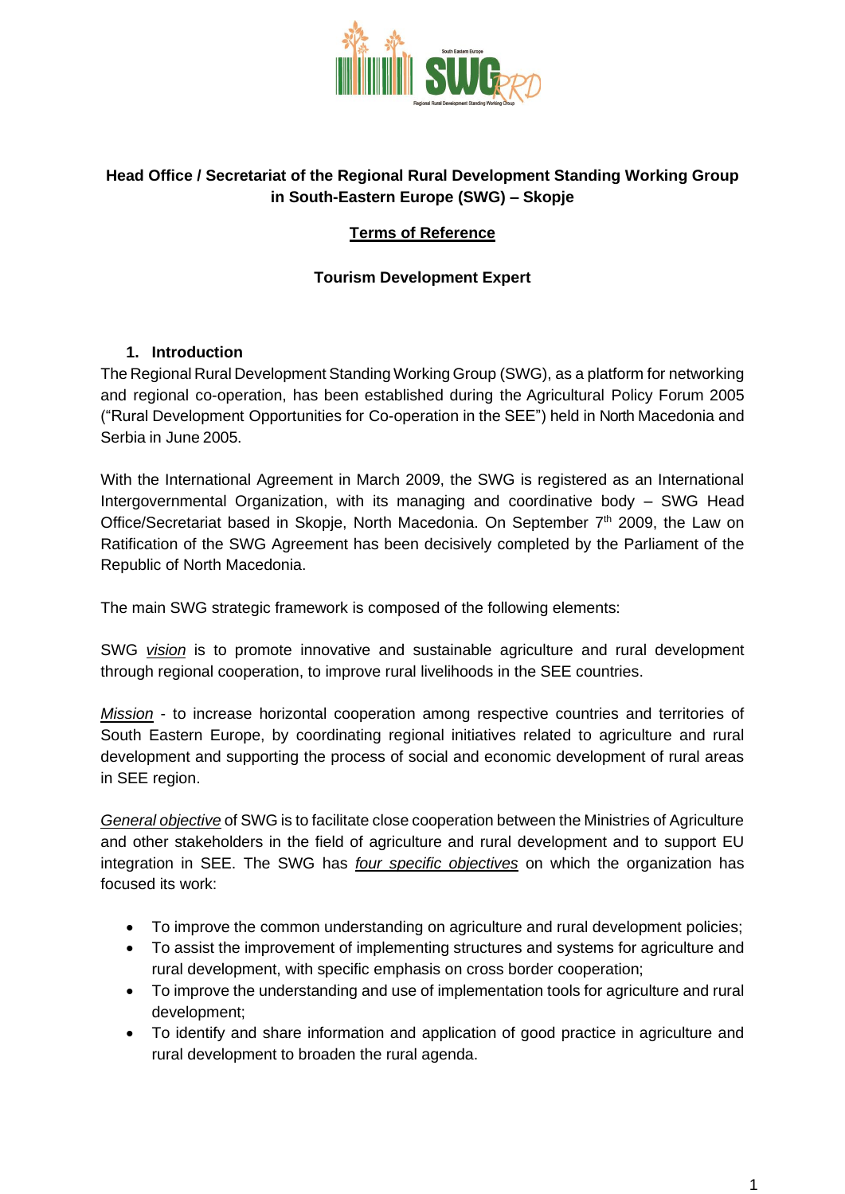**Head Office / Secretariat of the Regional Rural Development Standing Working Group in South-Eastern Europe (SWG) – Skopje**

**Terms of Reference**

**Tourism Development Expert**

## 1. Introduction

The Regional Rural Development Standing Working Group (SWG), as a platform for networking and regional co-operation, has been established during the Agricultural Policy Forum 2005 ("Rural Development Opportunities for Co-operation in the SEE") held in North Macedonia and Serbia in June 2005.

With the International Agreement in March 2009, the SWG is registered as an International Intergovernmental Organization, with its managing and coordinative body – SWG Head Office/Secretariat based in Skopje, North Macedonia. On September 7th 2009, the Law on Ratification of the SWG Agreement has been decisively completed by the Parliament of the Republic of North Macedonia.

The main SWG strategic framework is composed of the following elements:

SWG *vision* is to promote innovative and sustainable agriculture and rural development through regional cooperation, to improve rural livelihoods in the SEE countries.

*Mission* - to increase horizontal cooperation among respective countries and territories of South Eastern Europe, by coordinating regional initiatives related to agriculture and rural development and supporting the process of social and economic development of rural areas in SEE region.

*General objective* of SWG is to facilitate close cooperation between the Ministries of Agriculture and other stakeholders in the field of agriculture and rural development and to support EU integration in SEE. The SWG has *four specific objectives* on which the organization has focused its work:

- To improve the common understanding on agriculture and rural development policies;
- To assist the improvement of implementing structures and systems for agriculture and rural development, with specific emphasis on cross border cooperation;
- To improve the understanding and use of implementation tools for agriculture and rural development;
- To identify and share information and application of good practice in agriculture and rural development to broaden the rural agenda.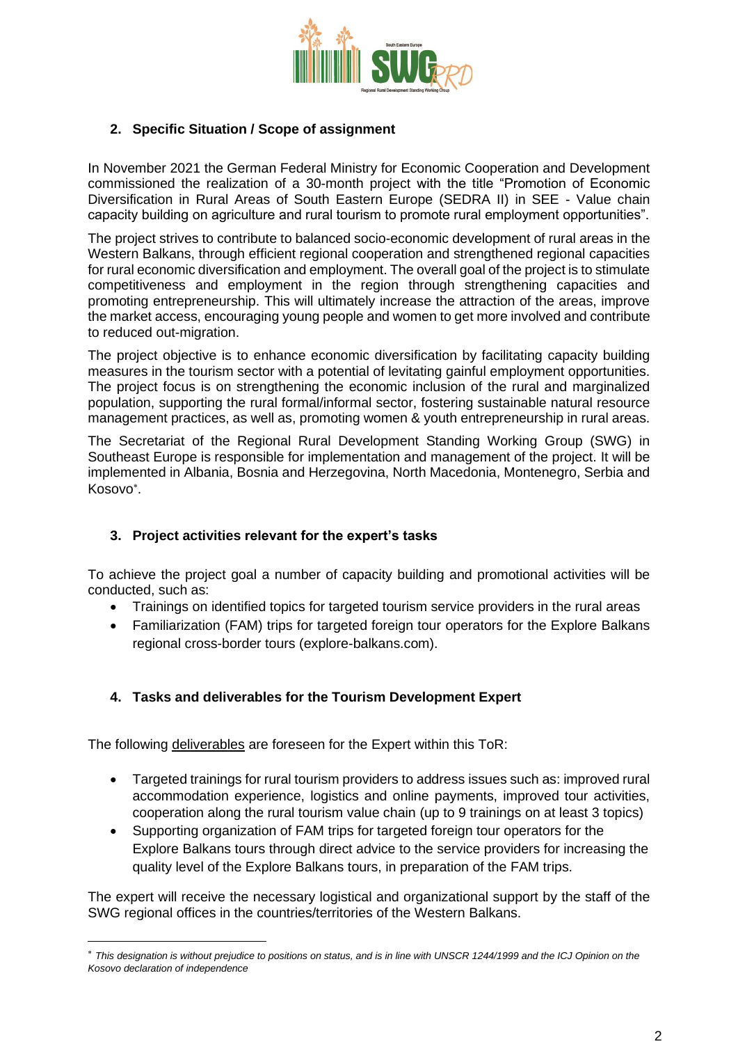## 2. Specific Situation / Scope of assignment

In November 2021 the German Federal Ministry for Economic Cooperation and Development commissioned the realization of a 30-month project with the title "Promotion of Economic Diversification in Rural Areas of South Eastern Europe (SEDRA II) in SEE - Value chain capacity building on agriculture and rural tourism to promote rural employment opportunities".

The project strives to contribute to balanced socio-economic development of rural areas in the Western Balkans, through efficient regional cooperation and strengthened regional capacities for rural economic diversification and employment. The overall goal of the project is to stimulate competitiveness and employment in the region through strengthening capacities and promoting entrepreneurship. This will ultimately increase the attraction of the areas, improve the market access, encouraging young people and women to get more involved and contribute to reduced out-migration.

The project objective is to enhance economic diversification by facilitating capacity building measures in the tourism sector with a potential of levitating gainful employment opportunities. The project focus is on strengthening the economic inclusion of the rural and marginalized population, supporting the rural formal/informal sector, fostering sustainable natural resource management practices, as well as, promoting women & youth entrepreneurship in rural areas.

The Secretariat of the Regional Rural Development Standing Working Group (SWG) in Southeast Europe is responsible for implementation and management of the project. It will be implemented in Albania, Bosnia and Herzegovina, North Macedonia, Montenegro, Serbia and Kosovo[*].

## 3. Project activities relevant for the expert's tasks

To achieve the project goal a number of capacity building and promotional activities will be conducted, such as:

- Trainings on identified topics for targeted tourism service providers in the rural areas
- Familiarization (FAM) trips for targeted foreign tour operators for the Explore Balkans regional cross-border tours (explore-balkans.com).

## 4. Tasks and deliverables for the Tourism Development Expert

The following deliverables are foreseen for the Expert within this ToR:

- Targeted trainings for rural tourism providers to address issues such as: improved rural accommodation experience, logistics and online payments, improved tour activities, cooperation along the rural tourism value chain (up to 9 trainings on at least 3 topics)
- Supporting organization of FAM trips for targeted foreign tour operators for the Explore Balkans tours through direct advice to the service providers for increasing the quality level of the Explore Balkans tours, in preparation of the FAM trips.

The expert will receive the necessary logistical and organizational support by the staff of the SWG regional offices in the countries/territories of the Western Balkans.

---

[*] *This designation is without prejudice to positions on status, and is in line with UNSCR 1244/1999 and the ICJ Opinion on the Kosovo declaration of independence*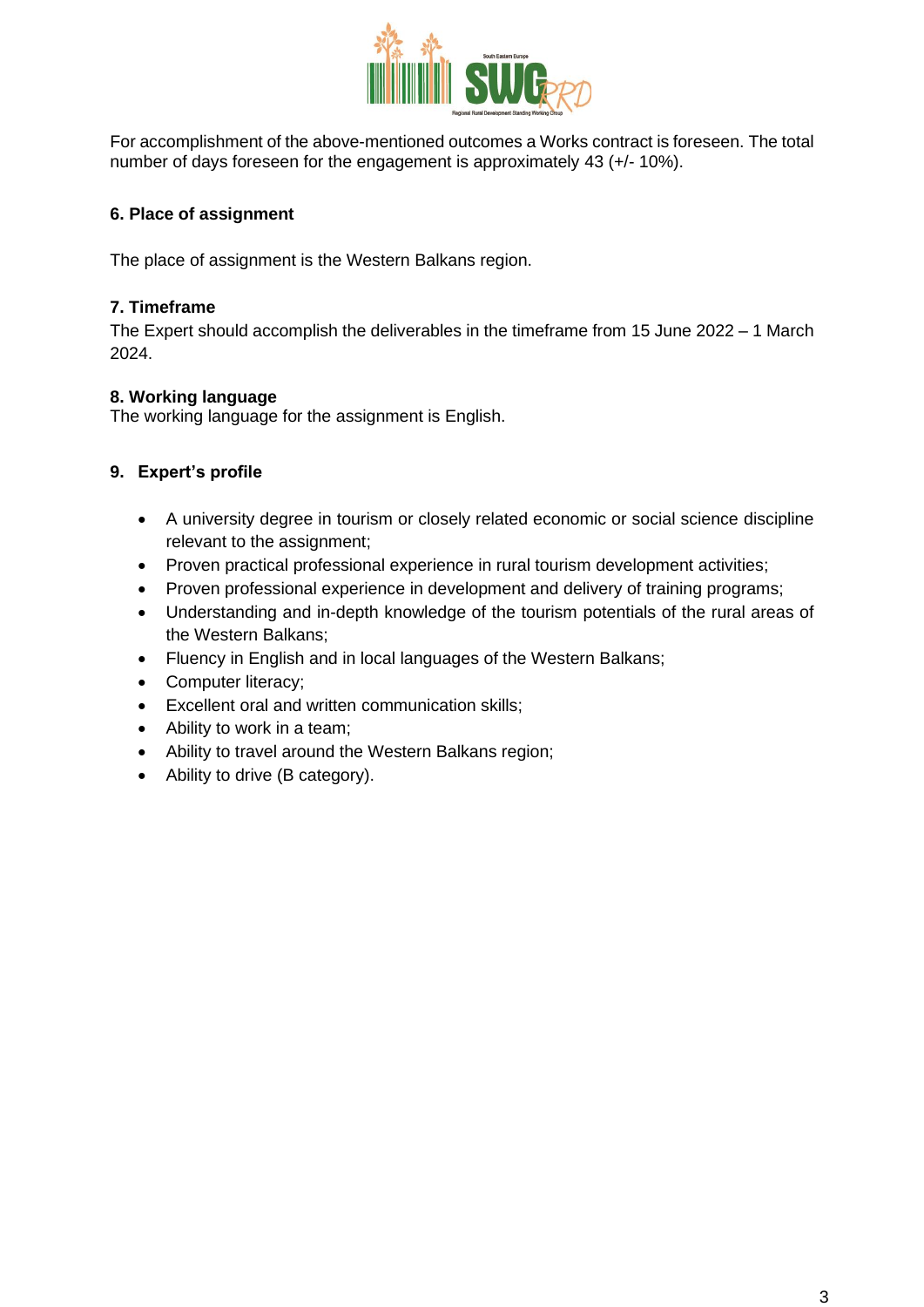For accomplishment of the above-mentioned outcomes a Works contract is foreseen. The total number of days foreseen for the engagement is approximately 43 (+/- 10%).

### 6. Place of assignment

The place of assignment is the Western Balkans region.

### 7. Timeframe

The Expert should accomplish the deliverables in the timeframe from 15 June 2022 – 1 March 2024.

### 8. Working language

The working language for the assignment is English.

### 9. Expert's profile

- A university degree in tourism or closely related economic or social science discipline relevant to the assignment;
- Proven practical professional experience in rural tourism development activities;
- Proven professional experience in development and delivery of training programs;
- Understanding and in-depth knowledge of the tourism potentials of the rural areas of the Western Balkans;
- Fluency in English and in local languages of the Western Balkans;
- Computer literacy;
- Excellent oral and written communication skills;
- Ability to work in a team;
- Ability to travel around the Western Balkans region;
- Ability to drive (B category).